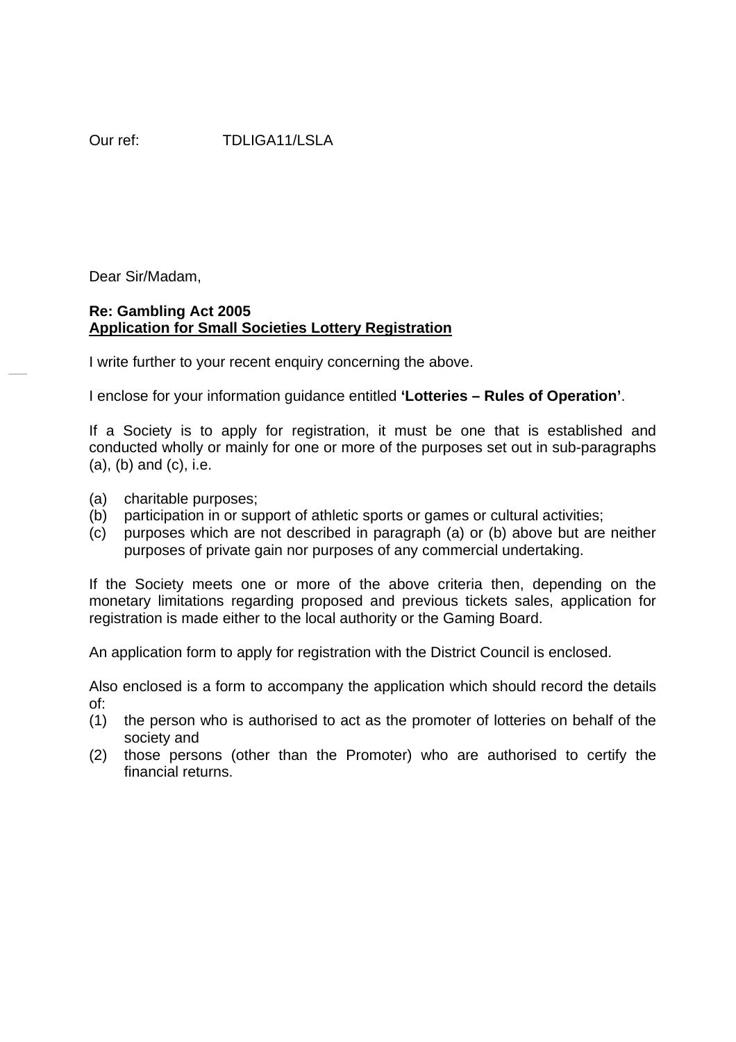Our ref: TDLIGA11/LSLA

Dear Sir/Madam,

**Re: Gambling Act 2005**
**<u>Application for Small Societies Lottery Registration</u>**

I write further to your recent enquiry concerning the above.

I enclose for your information guidance entitled **'Lotteries – Rules of Operation'**.

If a Society is to apply for registration, it must be one that is established and conducted wholly or mainly for one or more of the purposes set out in sub-paragraphs (a), (b) and (c), i.e.

(a) charitable purposes;
(b) participation in or support of athletic sports or games or cultural activities;
(c) purposes which are not described in paragraph (a) or (b) above but are neither purposes of private gain nor purposes of any commercial undertaking.

If the Society meets one or more of the above criteria then, depending on the monetary limitations regarding proposed and previous tickets sales, application for registration is made either to the local authority or the Gaming Board.

An application form to apply for registration with the District Council is enclosed.

Also enclosed is a form to accompany the application which should record the details of:

(1) the person who is authorised to act as the promoter of lotteries on behalf of the society and
(2) those persons (other than the Promoter) who are authorised to certify the financial returns.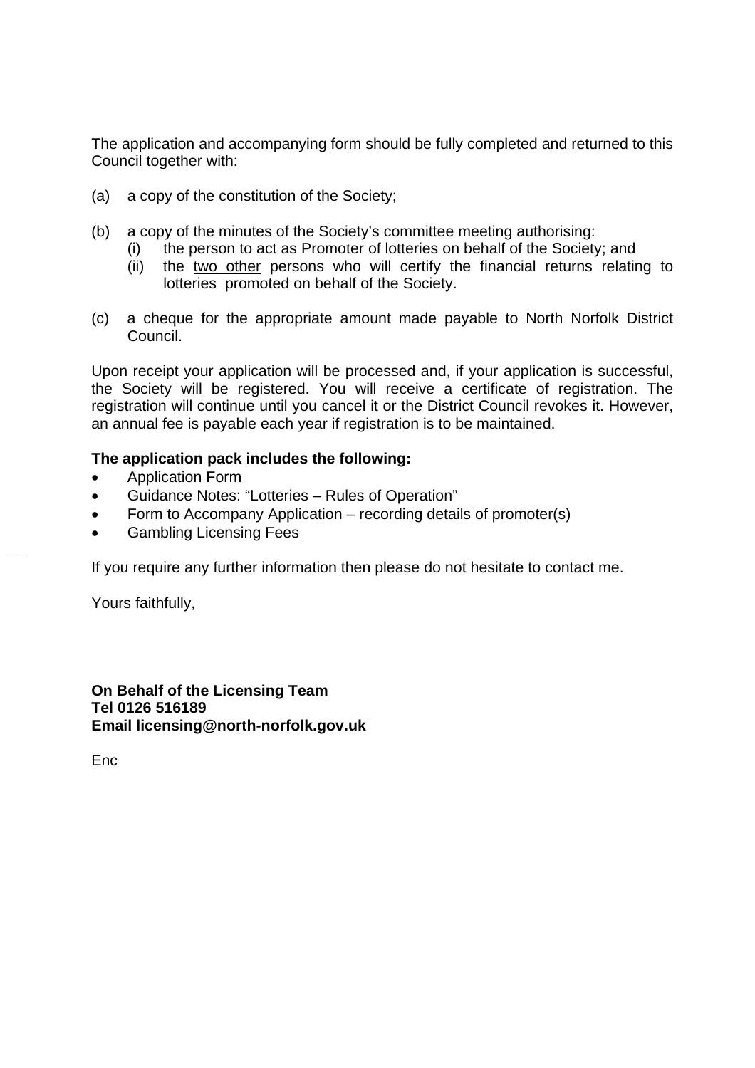The application and accompanying form should be fully completed and returned to this Council together with:

(a) a copy of the constitution of the Society;

(b) a copy of the minutes of the Society's committee meeting authorising:
   (i) the person to act as Promoter of lotteries on behalf of the Society; and
   (ii) the <u>two other</u> persons who will certify the financial returns relating to lotteries promoted on behalf of the Society.

(c) a cheque for the appropriate amount made payable to North Norfolk District Council.

Upon receipt your application will be processed and, if your application is successful, the Society will be registered. You will receive a certificate of registration. The registration will continue until you cancel it or the District Council revokes it. However, an annual fee is payable each year if registration is to be maintained.

**The application pack includes the following:**

- Application Form
- Guidance Notes: "Lotteries – Rules of Operation"
- Form to Accompany Application – recording details of promoter(s)
- Gambling Licensing Fees

If you require any further information then please do not hesitate to contact me.

Yours faithfully,

**On Behalf of the Licensing Team**
**Tel 0126 516189**
**Email licensing@north-norfolk.gov.uk**

Enc